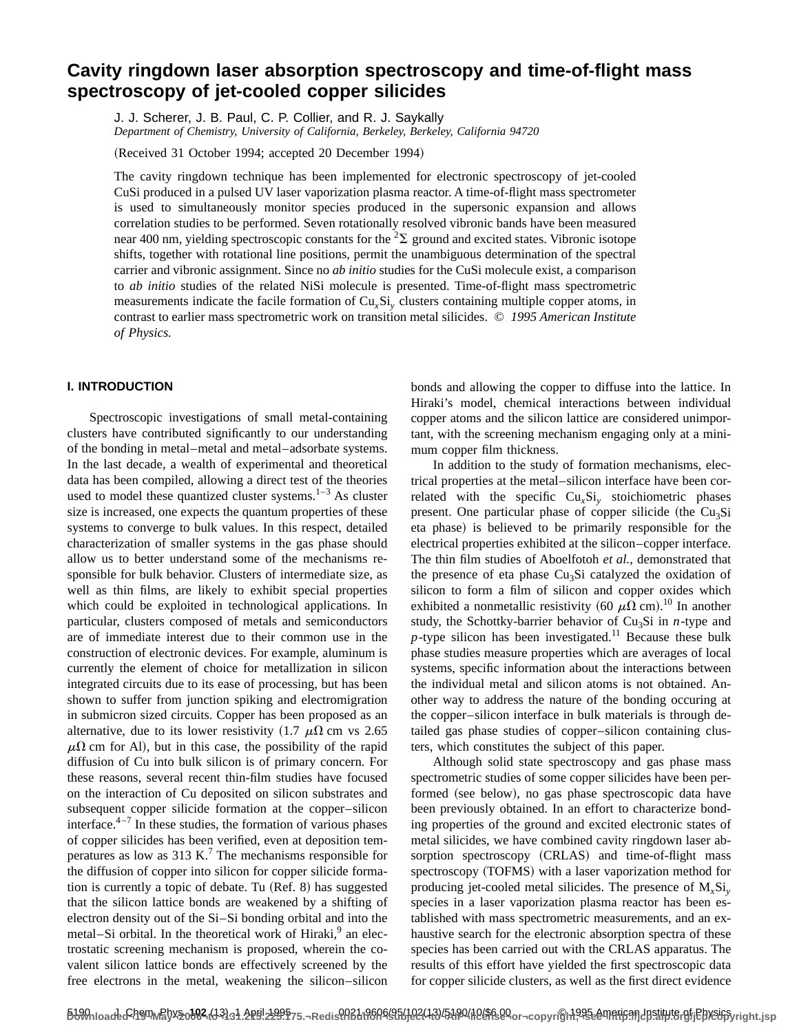# Cavity ringdown laser absorption spectroscopy and time-of-flight mass spectroscopy of jet-cooled copper silicides

J. J. Scherer, J. B. Paul, C. P. Collier, and R. J. Saykally

*Department of Chemistry, University of California, Berkeley, Berkeley, California 94720*

(Received 31 October 1994; accepted 20 December 1994)

The cavity ringdown technique has been implemented for electronic spectroscopy of jet-cooled CuSi produced in a pulsed UV laser vaporization plasma reactor. A time-of-flight mass spectrometer is used to simultaneously monitor species produced in the supersonic expansion and allows correlation studies to be performed. Seven rotationally resolved vibronic bands have been measured near 400 nm, yielding spectroscopic constants for the $^2\Sigma$ ground and excited states. Vibronic isotope shifts, together with rotational line positions, permit the unambiguous determination of the spectral carrier and vibronic assignment. Since no *ab initio* studies for the CuSi molecule exist, a comparison to *ab initio* studies of the related NiSi molecule is presented. Time-of-flight mass spectrometric measurements indicate the facile formation of $Cu_xSi_y$ clusters containing multiple copper atoms, in contrast to earlier mass spectrometric work on transition metal silicides. © *1995 American Institute of Physics.*

## I. INTRODUCTION

Spectroscopic investigations of small metal-containing clusters have contributed significantly to our understanding of the bonding in metal–metal and metal–adsorbate systems. In the last decade, a wealth of experimental and theoretical data has been compiled, allowing a direct test of the theories used to model these quantized cluster systems.[1–3] As cluster size is increased, one expects the quantum properties of these systems to converge to bulk values. In this respect, detailed characterization of smaller systems in the gas phase should allow us to better understand some of the mechanisms responsible for bulk behavior. Clusters of intermediate size, as well as thin films, are likely to exhibit special properties which could be exploited in technological applications. In particular, clusters composed of metals and semiconductors are of immediate interest due to their common use in the construction of electronic devices. For example, aluminum is currently the element of choice for metallization in silicon integrated circuits due to its ease of processing, but has been shown to suffer from junction spiking and electromigration in submicron sized circuits. Copper has been proposed as an alternative, due to its lower resistivity (1.7 $\mu\Omega$ cm vs 2.65 $\mu\Omega$ cm for Al), but in this case, the possibility of the rapid diffusion of Cu into bulk silicon is of primary concern. For these reasons, several recent thin-film studies have focused on the interaction of Cu deposited on silicon substrates and subsequent copper silicide formation at the copper–silicon interface.[4–7] In these studies, the formation of various phases of copper silicides has been verified, even at deposition temperatures as low as 313 K.[7] The mechanisms responsible for the diffusion of copper into silicon for copper silicide formation is currently a topic of debate. Tu (Ref. 8) has suggested that the silicon lattice bonds are weakened by a shifting of electron density out of the Si–Si bonding orbital and into the metal–Si orbital. In the theoretical work of Hiraki,[9] an electrostatic screening mechanism is proposed, wherein the covalent silicon lattice bonds are effectively screened by the free electrons in the metal, weakening the silicon–silicon bonds and allowing the copper to diffuse into the lattice. In Hiraki's model, chemical interactions between individual copper atoms and the silicon lattice are considered unimportant, with the screening mechanism engaging only at a minimum copper film thickness.

In addition to the study of formation mechanisms, electrical properties at the metal–silicon interface have been correlated with the specific $Cu_xSi_y$ stoichiometric phases present. One particular phase of copper silicide (the $Cu_3Si$ eta phase) is believed to be primarily responsible for the electrical properties exhibited at the silicon–copper interface. The thin film studies of Aboelfotoh *et al.*, demonstrated that the presence of eta phase $Cu_3Si$ catalyzed the oxidation of silicon to form a film of silicon and copper oxides which exhibited a nonmetallic resistivity (60 $\mu\Omega$ cm).[10] In another study, the Schottky-barrier behavior of $Cu_3Si$ in *n*-type and *p*-type silicon has been investigated.[11] Because these bulk phase studies measure properties which are averages of local systems, specific information about the interactions between the individual metal and silicon atoms is not obtained. Another way to address the nature of the bonding occuring at the copper–silicon interface in bulk materials is through detailed gas phase studies of copper–silicon containing clusters, which constitutes the subject of this paper.

Although solid state spectroscopy and gas phase mass spectrometric studies of some copper silicides have been performed (see below), no gas phase spectroscopic data have been previously obtained. In an effort to characterize bonding properties of the ground and excited electronic states of metal silicides, we have combined cavity ringdown laser absorption spectroscopy (CRLAS) and time-of-flight mass spectroscopy (TOFMS) with a laser vaporization method for producing jet-cooled metal silicides. The presence of $M_xSi_y$ species in a laser vaporization plasma reactor has been established with mass spectrometric measurements, and an exhaustive search for the electronic absorption spectra of these species has been carried out with the CRLAS apparatus. The results of this effort have yielded the first spectroscopic data for copper silicide clusters, as well as the first direct evidence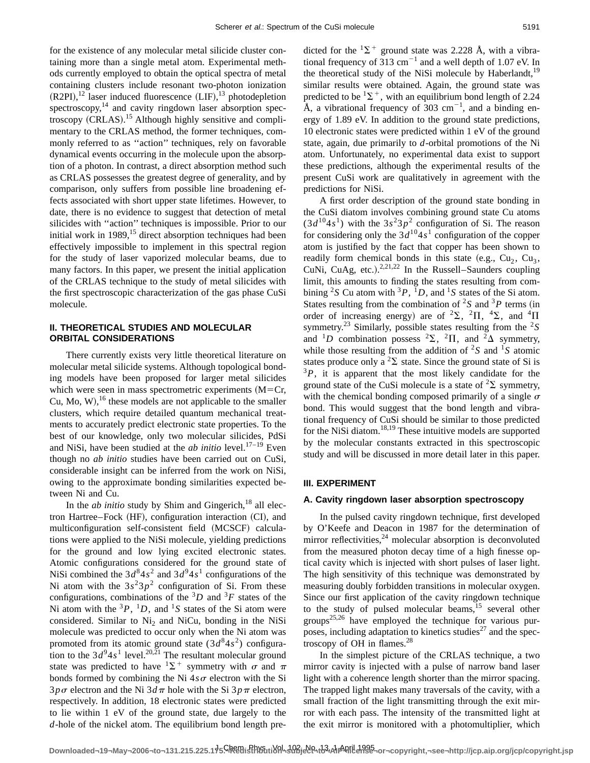for the existence of any molecular metal silicide cluster containing more than a single metal atom. Experimental methods currently employed to obtain the optical spectra of metal containing clusters include resonant two-photon ionization (R2PI),[12] laser induced fluorescence (LIF),[13] photodepletion spectroscopy,[14] and cavity ringdown laser absorption spectroscopy (CRLAS).[15] Although highly sensitive and complimentary to the CRLAS method, the former techniques, commonly referred to as ''action'' techniques, rely on favorable dynamical events occurring in the molecule upon the absorption of a photon. In contrast, a direct absorption method such as CRLAS possesses the greatest degree of generality, and by comparison, only suffers from possible line broadening effects associated with short upper state lifetimes. However, to date, there is no evidence to suggest that detection of metal silicides with ''action'' techniques is impossible. Prior to our initial work in 1989,[15] direct absorption techniques had been effectively impossible to implement in this spectral region for the study of laser vaporized molecular beams, due to many factors. In this paper, we present the initial application of the CRLAS technique to the study of metal silicides with the first spectroscopic characterization of the gas phase CuSi molecule.

## II. THEORETICAL STUDIES AND MOLECULAR ORBITAL CONSIDERATIONS

There currently exists very little theoretical literature on molecular metal silicide systems. Although topological bonding models have been proposed for larger metal silicides which were seen in mass spectrometric experiments (M=Cr, Cu, Mo, W),[16] these models are not applicable to the smaller clusters, which require detailed quantum mechanical treatments to accurately predict electronic state properties. To the best of our knowledge, only two molecular silicides, PdSi and NiSi, have been studied at the *ab initio* level.[17–19] Even though no *ab initio* studies have been carried out on CuSi, considerable insight can be inferred from the work on NiSi, owing to the approximate bonding similarities expected between Ni and Cu.

In the *ab initio* study by Shim and Gingerich,[18] all electron Hartree–Fock (HF), configuration interaction (CI), and multiconfiguration self-consistent field (MCSCF) calculations were applied to the NiSi molecule, yielding predictions for the ground and low lying excited electronic states. Atomic configurations considered for the ground state of NiSi combined the $3d^8 4s^2$ and $3d^9 4s^1$ configurations of the Ni atom with the $3s^2 3p^2$ configuration of Si. From these configurations, combinations of the $^3D$ and $^3F$ states of the Ni atom with the $^3P$, $^1D$, and $^1S$ states of the Si atom were considered. Similar to $Ni_2$ and NiCu, bonding in the NiSi molecule was predicted to occur only when the Ni atom was promoted from its atomic ground state ($3d^8 4s^2$) configuration to the $3d^9 4s^1$ level.[20,21] The resultant molecular ground state was predicted to have $^1\Sigma^+$ symmetry with $\sigma$ and $\pi$ bonds formed by combining the Ni $4s\sigma$ electron with the Si $3p\sigma$ electron and the Ni $3d\pi$ hole with the Si $3p\pi$ electron, respectively. In addition, 18 electronic states were predicted to lie within 1 eV of the ground state, due largely to the $d$-hole of the nickel atom. The equilibrium bond length predicted for the $^1\Sigma^+$ ground state was 2.228 Å, with a vibrational frequency of 313 $cm^{-1}$ and a well depth of 1.07 eV. In the theoretical study of the NiSi molecule by Haberlandt,[19] similar results were obtained. Again, the ground state was predicted to be $^1\Sigma^+$, with an equilibrium bond length of 2.24 Å, a vibrational frequency of 303 $cm^{-1}$, and a binding energy of 1.89 eV. In addition to the ground state predictions, 10 electronic states were predicted within 1 eV of the ground state, again, due primarily to $d$-orbital promotions of the Ni atom. Unfortunately, no experimental data exist to support these predictions, although the experimental results of the present CuSi work are qualitatively in agreement with the predictions for NiSi.

A first order description of the ground state bonding in the CuSi diatom involves combining ground state Cu atoms ($3d^{10}4s^1$) with the $3s^2 3p^2$ configuration of Si. The reason for considering only the $3d^{10}4s^1$ configuration of the copper atom is justified by the fact that copper has been shown to readily form chemical bonds in this state (e.g., $Cu_2$, $Cu_3$, CuNi, CuAg, etc.).[2,21,22] In the Russell–Saunders coupling limit, this amounts to finding the states resulting from combining $^2S$ Cu atom with $^3P$, $^1D$, and $^1S$ states of the Si atom. States resulting from the combination of $^2S$ and $^3P$ terms (in order of increasing energy) are of $^2\Sigma$, $^2\Pi$, $^4\Sigma$, and $^4\Pi$ symmetry.[23] Similarly, possible states resulting from the $^2S$ and $^1D$ combination possess $^2\Sigma$, $^2\Pi$, and $^2\Delta$ symmetry, while those resulting from the addition of $^2S$ and $^1S$ atomic states produce only a $^2\Sigma$ state. Since the ground state of Si is $^3P$, it is apparent that the most likely candidate for the ground state of the CuSi molecule is a state of $^2\Sigma$ symmetry, with the chemical bonding composed primarily of a single $\sigma$ bond. This would suggest that the bond length and vibrational frequency of CuSi should be similar to those predicted for the NiSi diatom.[18,19] These intuitive models are supported by the molecular constants extracted in this spectroscopic study and will be discussed in more detail later in this paper.

## III. EXPERIMENT

### A. Cavity ringdown laser absorption spectroscopy

In the pulsed cavity ringdown technique, first developed by O'Keefe and Deacon in 1987 for the determination of mirror reflectivities,[24] molecular absorption is deconvoluted from the measured photon decay time of a high finesse optical cavity which is injected with short pulses of laser light. The high sensitivity of this technique was demonstrated by measuring doubly forbidden transitions in molecular oxygen. Since our first application of the cavity ringdown technique to the study of pulsed molecular beams,[15] several other groups[25,26] have employed the technique for various purposes, including adaptation to kinetics studies[27] and the spectroscopy of OH in flames.[28]

In the simplest picture of the CRLAS technique, a two mirror cavity is injected with a pulse of narrow band laser light with a coherence length shorter than the mirror spacing. The trapped light makes many traversals of the cavity, with a small fraction of the light transmitting through the exit mirror with each pass. The intensity of the transmitted light at the exit mirror is monitored with a photomultiplier, which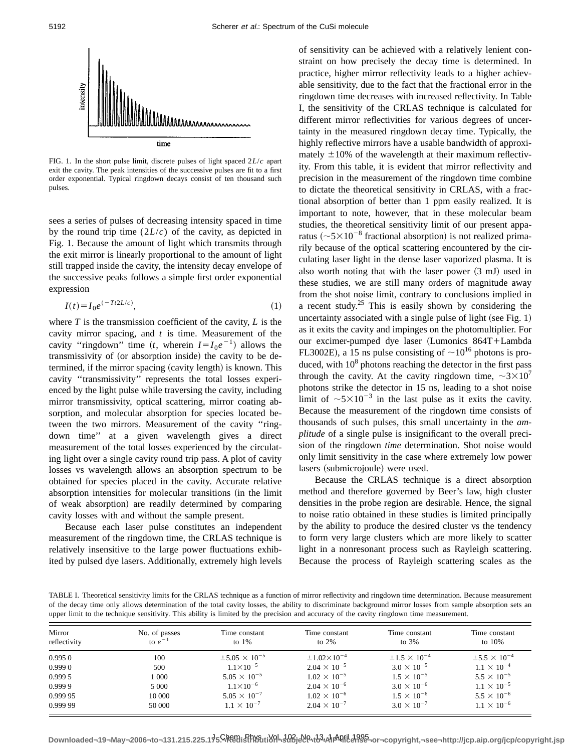intensity

time

FIG. 1. In the short pulse limit, discrete pulses of light spaced $2L/c$ apart exit the cavity. The peak intensities of the successive pulses are fit to a first order exponential. Typical ringdown decays consist of ten thousand such pulses.

sees a series of pulses of decreasing intensity spaced in time by the round trip time ($2L/c$) of the cavity, as depicted in Fig. 1. Because the amount of light which transmits through the exit mirror is linearly proportional to the amount of light still trapped inside the cavity, the intensity decay envelope of the successive peaks follows a simple first order exponential expression

$$I(t) = I_0 e^{(-Tt2L/c)}, \tag{1}$$

where $T$ is the transmission coefficient of the cavity, $L$ is the cavity mirror spacing, and $t$ is time. Measurement of the cavity ''ringdown'' time ($t$, wherein $I = I_0 e^{-1}$) allows the transmissivity of (or absorption inside) the cavity to be determined, if the mirror spacing (cavity length) is known. This cavity ''transmissivity'' represents the total losses experienced by the light pulse while traversing the cavity, including mirror transmissivity, optical scattering, mirror coating absorption, and molecular absorption for species located between the two mirrors. Measurement of the cavity ''ringdown time'' at a given wavelength gives a direct measurement of the total losses experienced by the circulating light over a single cavity round trip pass. A plot of cavity losses vs wavelength allows an absorption spectrum to be obtained for species placed in the cavity. Accurate relative absorption intensities for molecular transitions (in the limit of weak absorption) are readily determined by comparing cavity losses with and without the sample present.

Because each laser pulse constitutes an independent measurement of the ringdown time, the CRLAS technique is relatively insensitive to the large power fluctuations exhibited by pulsed dye lasers. Additionally, extremely high levels of sensitivity can be achieved with a relatively lenient constraint on how precisely the decay time is determined. In practice, higher mirror reflectivity leads to a higher achievable sensitivity, due to the fact that the fractional error in the ringdown time decreases with increased reflectivity. In Table I, the sensitivity of the CRLAS technique is calculated for different mirror reflectivities for various degrees of uncertainty in the measured ringdown decay time. Typically, the highly reflective mirrors have a usable bandwidth of approximately ±10% of the wavelength at their maximum reflectivity. From this table, it is evident that mirror reflectivity and precision in the measurement of the ringdown time combine to dictate the theoretical sensitivity in CRLAS, with a fractional absorption of better than 1 ppm easily realized. It is important to note, however, that in these molecular beam studies, the theoretical sensitivity limit of our present apparatus ($\sim 5\times10^{-8}$ fractional absorption) is not realized primarily because of the optical scattering encountered by the circulating laser light in the dense laser vaporized plasma. It is also worth noting that with the laser power (3 mJ) used in these studies, we are still many orders of magnitude away from the shot noise limit, contrary to conclusions implied in a recent study.[25] This is easily shown by considering the uncertainty associated with a single pulse of light (see Fig. 1) as it exits the cavity and impinges on the photomultiplier. For our excimer-pumped dye laser (Lumonics 864T+Lambda FL3002E), a 15 ns pulse consisting of $\sim 10^{16}$ photons is produced, with $10^8$ photons reaching the detector in the first pass through the cavity. At the cavity ringdown time, $\sim 3\times10^7$ photons strike the detector in 15 ns, leading to a shot noise limit of $\sim 5\times10^{-3}$ in the last pulse as it exits the cavity. Because the measurement of the ringdown time consists of thousands of such pulses, this small uncertainty in the *amplitude* of a single pulse is insignificant to the overall precision of the ringdown *time* determination. Shot noise would only limit sensitivity in the case where extremely low power lasers (submicrojoule) were used.

Because the CRLAS technique is a direct absorption method and therefore governed by Beer's law, high cluster densities in the probe region are desirable. Hence, the signal to noise ratio obtained in these studies is limited principally by the ability to produce the desired cluster vs the tendency to form very large clusters which are more likely to scatter light in a nonresonant process such as Rayleigh scattering. Because the process of Rayleigh scattering scales as the

TABLE I. Theoretical sensitivity limits for the CRLAS technique as a function of mirror reflectivity and ringdown time determination. Because measurement of the decay time only allows determination of the total cavity losses, the ability to discriminate background mirror losses from sample absorption sets an upper limit to the technique sensitivity. This ability is limited by the precision and accuracy of the cavity ringdown time measurement.

| Mirror reflectivity | No. of passes to $e^{-1}$ | Time constant to 1% | Time constant to 2% | Time constant to 3% | Time constant to 10% |
|---|---|---|---|---|---|
| 0.995 0 | 100 | $\pm 5.05\times10^{-5}$ | $\pm 1.02\times10^{-4}$ | $\pm 1.5\times10^{-4}$ | $\pm 5.5\times10^{-4}$ |
| 0.999 0 | 500 | $1.1\times10^{-5}$ | $2.04\times10^{-5}$ | $3.0\times10^{-5}$ | $1.1\times10^{-4}$ |
| 0.999 5 | 1 000 | $5.05\times10^{-5}$ | $1.02\times10^{-5}$ | $1.5\times10^{-5}$ | $5.5\times10^{-5}$ |
| 0.999 9 | 5 000 | $1.1\times10^{-6}$ | $2.04\times10^{-6}$ | $3.0\times10^{-6}$ | $1.1\times10^{-5}$ |
| 0.999 95 | 10 000 | $5.05\times10^{-7}$ | $1.02\times10^{-6}$ | $1.5\times10^{-6}$ | $5.5\times10^{-6}$ |
| 0.999 99 | 50 000 | $1.1\times10^{-7}$ | $2.04\times10^{-7}$ | $3.0\times10^{-7}$ | $1.1\times10^{-6}$ |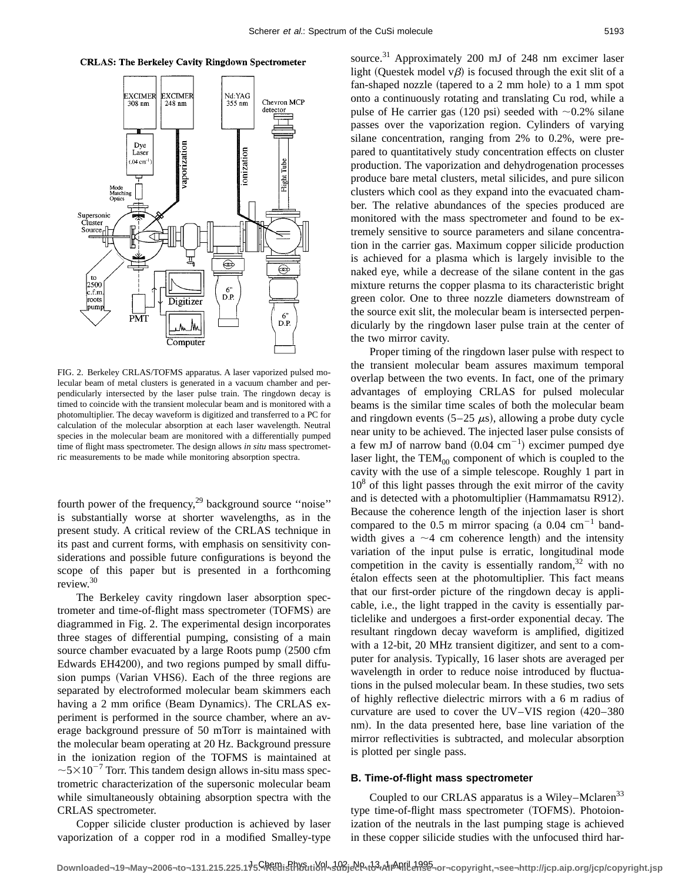**CRLAS: The Berkeley Cavity Ringdown Spectrometer**

FIG. 2. Berkeley CRLAS/TOFMS apparatus. A laser vaporized pulsed molecular beam of metal clusters is generated in a vacuum chamber and perpendicularly intersected by the laser pulse train. The ringdown decay is timed to coincide with the transient molecular beam and is monitored with a photomultiplier. The decay waveform is digitized and transferred to a PC for calculation of the molecular absorption at each laser wavelength. Neutral species in the molecular beam are monitored with a differentially pumped time of flight mass spectrometer. The design allows *in situ* mass spectrometric measurements to be made while monitoring absorption spectra.

fourth power of the frequency,[29] background source ''noise'' is substantially worse at shorter wavelengths, as in the present study. A critical review of the CRLAS technique in its past and current forms, with emphasis on sensitivity considerations and possible future configurations is beyond the scope of this paper but is presented in a forthcoming review.[30]

The Berkeley cavity ringdown laser absorption spectrometer and time-of-flight mass spectrometer (TOFMS) are diagrammed in Fig. 2. The experimental design incorporates three stages of differential pumping, consisting of a main source chamber evacuated by a large Roots pump (2500 cfm Edwards EH4200), and two regions pumped by small diffusion pumps (Varian VHS6). Each of the three regions are separated by electroformed molecular beam skimmers each having a 2 mm orifice (Beam Dynamics). The CRLAS experiment is performed in the source chamber, where an average background pressure of 50 mTorr is maintained with the molecular beam operating at 20 Hz. Background pressure in the ionization region of the TOFMS is maintained at $\sim 5\times 10^{-7}$ Torr. This tandem design allows in-situ mass spectrometric characterization of the supersonic molecular beam while simultaneously obtaining absorption spectra with the CRLAS spectrometer.

Copper silicide cluster production is achieved by laser vaporization of a copper rod in a modified Smalley-type source.[31] Approximately 200 mJ of 248 nm excimer laser light (Questek model v$\beta$) is focused through the exit slit of a fan-shaped nozzle (tapered to a 2 mm hole) to a 1 mm spot onto a continuously rotating and translating Cu rod, while a pulse of He carrier gas (120 psi) seeded with $\sim$0.2% silane passes over the vaporization region. Cylinders of varying silane concentration, ranging from 2% to 0.2%, were prepared to quantitatively study concentration effects on cluster production. The vaporization and dehydrogenation processes produce bare metal clusters, metal silicides, and pure silicon clusters which cool as they expand into the evacuated chamber. The relative abundances of the species produced are monitored with the mass spectrometer and found to be extremely sensitive to source parameters and silane concentration in the carrier gas. Maximum copper silicide production is achieved for a plasma which is largely invisible to the naked eye, while a decrease of the silane content in the gas mixture returns the copper plasma to its characteristic bright green color. One to three nozzle diameters downstream of the source exit slit, the molecular beam is intersected perpendicularly by the ringdown laser pulse train at the center of the two mirror cavity.

Proper timing of the ringdown laser pulse with respect to the transient molecular beam assures maximum temporal overlap between the two events. In fact, one of the primary advantages of employing CRLAS for pulsed molecular beams is the similar time scales of both the molecular beam and ringdown events (5–25 $\mu$s), allowing a probe duty cycle near unity to be achieved. The injected laser pulse consists of a few mJ of narrow band (0.04 cm$^{-1}$) excimer pumped dye laser light, the TEM$_{00}$ component of which is coupled to the cavity with the use of a simple telescope. Roughly 1 part in $10^8$ of this light passes through the exit mirror of the cavity and is detected with a photomultiplier (Hammamatsu R912). Because the coherence length of the injection laser is short compared to the 0.5 m mirror spacing (a 0.04 cm$^{-1}$ bandwidth gives a $\sim$4 cm coherence length) and the intensity variation of the input pulse is erratic, longitudinal mode competition in the cavity is essentially random,[32] with no étalon effects seen at the photomultiplier. This fact means that our first-order picture of the ringdown decay is applicable, i.e., the light trapped in the cavity is essentially particlelike and undergoes a first-order exponential decay. The resultant ringdown decay waveform is amplified, digitized with a 12-bit, 20 MHz transient digitizer, and sent to a computer for analysis. Typically, 16 laser shots are averaged per wavelength in order to reduce noise introduced by fluctuations in the pulsed molecular beam. In these studies, two sets of highly reflective dielectric mirrors with a 6 m radius of curvature are used to cover the UV–VIS region (420–380 nm). In the data presented here, base line variation of the mirror reflectivities is subtracted, and molecular absorption is plotted per single pass.

### B. Time-of-flight mass spectrometer

Coupled to our CRLAS apparatus is a Wiley–Mclaren[33] type time-of-flight mass spectrometer (TOFMS). Photoionization of the neutrals in the last pumping stage is achieved in these copper silicide studies with the unfocused third har-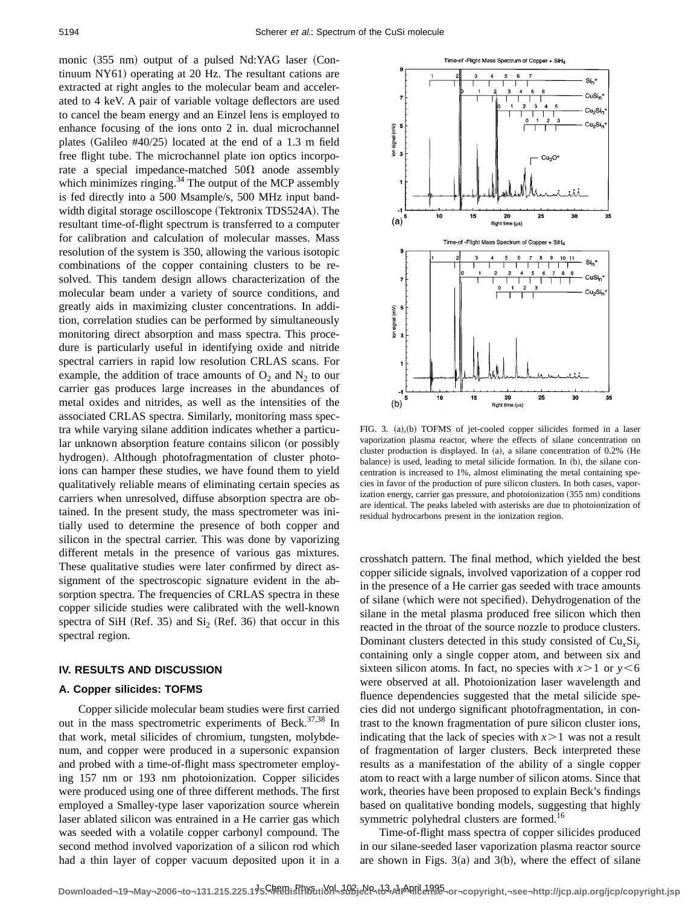monic (355 nm) output of a pulsed Nd:YAG laser (Continuum NY61) operating at 20 Hz. The resultant cations are extracted at right angles to the molecular beam and accelerated to 4 keV. A pair of variable voltage deflectors are used to cancel the beam energy and an Einzel lens is employed to enhance focusing of the ions onto 2 in. dual microchannel plates (Galileo #40/25) located at the end of a 1.3 m field free flight tube. The microchannel plate ion optics incorporate a special impedance-matched 50Ω anode assembly which minimizes ringing.[34] The output of the MCP assembly is fed directly into a 500 Msample/s, 500 MHz input bandwidth digital storage oscilloscope (Tektronix TDS524A). The resultant time-of-flight spectrum is transferred to a computer for calibration and calculation of molecular masses. Mass resolution of the system is 350, allowing the various isotopic combinations of the copper containing clusters to be resolved. This tandem design allows characterization of the molecular beam under a variety of source conditions, and greatly aids in maximizing cluster concentrations. In addition, correlation studies can be performed by simultaneously monitoring direct absorption and mass spectra. This procedure is particularly useful in identifying oxide and nitride spectral carriers in rapid low resolution CRLAS scans. For example, the addition of trace amounts of $O_2$ and $N_2$ to our carrier gas produces large increases in the abundances of metal oxides and nitrides, as well as the intensities of the associated CRLAS spectra. Similarly, monitoring mass spectra while varying silane addition indicates whether a particular unknown absorption feature contains silicon (or possibly hydrogen). Although photofragmentation of cluster photoions can hamper these studies, we have found them to yield qualitatively reliable means of eliminating certain species as carriers when unresolved, diffuse absorption spectra are obtained. In the present study, the mass spectrometer was initially used to determine the presence of both copper and silicon in the spectral carrier. This was done by vaporizing different metals in the presence of various gas mixtures. These qualitative studies were later confirmed by direct assignment of the spectroscopic signature evident in the absorption spectra. The frequencies of CRLAS spectra in these copper silicide studies were calibrated with the well-known spectra of SiH (Ref. 35) and $Si_2$ (Ref. 36) that occur in this spectral region.

## IV. RESULTS AND DISCUSSION

### A. Copper silicides: TOFMS

Copper silicide molecular beam studies were first carried out in the mass spectrometric experiments of Beck.[37,38] In that work, metal silicides of chromium, tungsten, molybdenum, and copper were produced in a supersonic expansion and probed with a time-of-flight mass spectrometer employing 157 nm or 193 nm photoionization. Copper silicides were produced using one of three different methods. The first employed a Smalley-type laser vaporization source wherein laser ablated silicon was entrained in a He carrier gas which was seeded with a volatile copper carbonyl compound. The second method involved vaporization of a silicon rod which had a thin layer of copper vacuum deposited upon it in a crosshatch pattern. The final method, which yielded the best copper silicide signals, involved vaporization of a copper rod in the presence of a He carrier gas seeded with trace amounts of silane (which were not specified). Dehydrogenation of the silane in the metal plasma produced free silicon which then reacted in the throat of the source nozzle to produce clusters. Dominant clusters detected in this study consisted of $Cu_xSi_y$ containing only a single copper atom, and between six and sixteen silicon atoms. In fact, no species with $x>1$ or $y<6$ were observed at all. Photoionization laser wavelength and fluence dependencies suggested that the metal silicide species did not undergo significant photofragmentation, in contrast to the known fragmentation of pure silicon cluster ions, indicating that the lack of species with $x>1$ was not a result of fragmentation of larger clusters. Beck interpreted these results as a manifestation of the ability of a single copper atom to react with a large number of silicon atoms. Since that work, theories have been proposed to explain Beck's findings based on qualitative bonding models, suggesting that highly symmetric polyhedral clusters are formed.[16]

Time-of-flight mass spectra of copper silicides produced in our silane-seeded laser vaporization plasma reactor source are shown in Figs. 3(a) and 3(b), where the effect of silane

Time-of-Flight Mass Spectrum of Copper + SiH4

(a)

ion signal (mV)

flight time (μs)

$Si_n^+$, $CuSi_n^+$, $Cu_2Si_n^+$, $Cu_3Si_n^+$, $Cu_3O^+$

Time-of-Flight Mass Spectrum of Copper + SiH4

(b)

ion signal (mV)

flight time (μs)

$Si_n^+$, $CuSi_n^+$, $Cu_2Si_n^+$

FIG. 3. (a),(b) TOFMS of jet-cooled copper silicides formed in a laser vaporization plasma reactor, where the effects of silane concentration on cluster production is displayed. In (a), a silane concentration of 0.2% (He balance) is used, leading to metal silicide formation. In (b), the silane concentration is increased to 1%, almost eliminating the metal containing species in favor of the production of pure silicon clusters. In both cases, vaporization energy, carrier gas pressure, and photoionization (355 nm) conditions are identical. The peaks labeled with asterisks are due to photoionization of residual hydrocarbons present in the ionization region.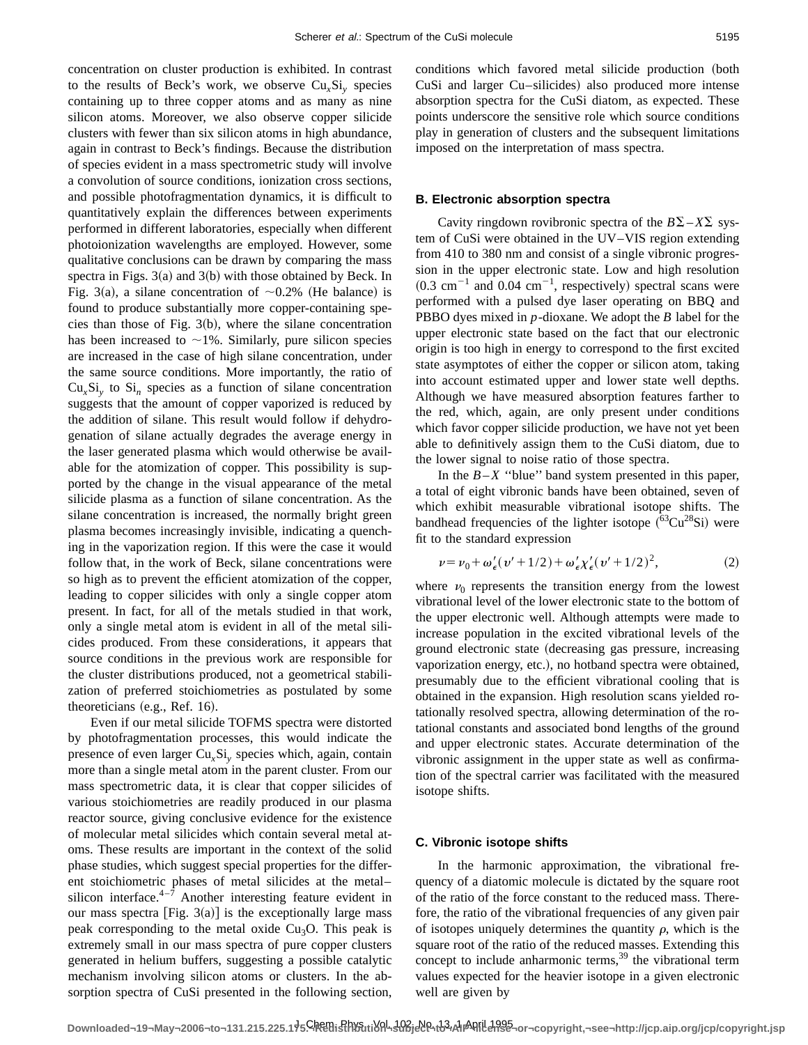concentration on cluster production is exhibited. In contrast to the results of Beck's work, we observe $Cu_xSi_y$ species containing up to three copper atoms and as many as nine silicon atoms. Moreover, we also observe copper silicide clusters with fewer than six silicon atoms in high abundance, again in contrast to Beck's findings. Because the distribution of species evident in a mass spectrometric study will involve a convolution of source conditions, ionization cross sections, and possible photofragmentation dynamics, it is difficult to quantitatively explain the differences between experiments performed in different laboratories, especially when different photoionization wavelengths are employed. However, some qualitative conclusions can be drawn by comparing the mass spectra in Figs. 3(a) and 3(b) with those obtained by Beck. In Fig. 3(a), a silane concentration of ~0.2% (He balance) is found to produce substantially more copper-containing species than those of Fig. 3(b), where the silane concentration has been increased to ~1%. Similarly, pure silicon species are increased in the case of high silane concentration, under the same source conditions. More importantly, the ratio of $Cu_xSi_y$ to $Si_n$ species as a function of silane concentration suggests that the amount of copper vaporized is reduced by the addition of silane. This result would follow if dehydrogenation of silane actually degrades the average energy in the laser generated plasma which would otherwise be available for the atomization of copper. This possibility is supported by the change in the visual appearance of the metal silicide plasma as a function of silane concentration. As the silane concentration is increased, the normally bright green plasma becomes increasingly invisible, indicating a quenching in the vaporization region. If this were the case it would follow that, in the work of Beck, silane concentrations were so high as to prevent the efficient atomization of the copper, leading to copper silicides with only a single copper atom present. In fact, for all of the metals studied in that work, only a single metal atom is evident in all of the metal silicides produced. From these considerations, it appears that source conditions in the previous work are responsible for the cluster distributions produced, not a geometrical stabilization of preferred stoichiometries as postulated by some theoreticians (e.g., Ref. 16).

Even if our metal silicide TOFMS spectra were distorted by photofragmentation processes, this would indicate the presence of even larger $Cu_xSi_y$ species which, again, contain more than a single metal atom in the parent cluster. From our mass spectrometric data, it is clear that copper silicides of various stoichiometries are readily produced in our plasma reactor source, giving conclusive evidence for the existence of molecular metal silicides which contain several metal atoms. These results are important in the context of the solid phase studies, which suggest special properties for the different stoichiometric phases of metal silicides at the metal–silicon interface.[4–7] Another interesting feature evident in our mass spectra [Fig. 3(a)] is the exceptionally large mass peak corresponding to the metal oxide $Cu_3O$. This peak is extremely small in our mass spectra of pure copper clusters generated in helium buffers, suggesting a possible catalytic mechanism involving silicon atoms or clusters. In the absorption spectra of CuSi presented in the following section, conditions which favored metal silicide production (both CuSi and larger Cu–silicides) also produced more intense absorption spectra for the CuSi diatom, as expected. These points underscore the sensitive role which source conditions play in generation of clusters and the subsequent limitations imposed on the interpretation of mass spectra.

### B. Electronic absorption spectra

Cavity ringdown rovibronic spectra of the $B\Sigma - X\Sigma$ system of CuSi were obtained in the UV–VIS region extending from 410 to 380 nm and consist of a single vibronic progression in the upper electronic state. Low and high resolution ($0.3\ \text{cm}^{-1}$ and $0.04\ \text{cm}^{-1}$, respectively) spectral scans were performed with a pulsed dye laser operating on BBQ and PBBO dyes mixed in *p*-dioxane. We adopt the *B* label for the upper electronic state based on the fact that our electronic origin is too high in energy to correspond to the first excited state asymptotes of either the copper or silicon atom, taking into account estimated upper and lower state well depths. Although we have measured absorption features farther to the red, which, again, are only present under conditions which favor copper silicide production, we have not yet been able to definitively assign them to the CuSi diatom, due to the lower signal to noise ratio of those spectra.

In the *B*–*X* "blue" band system presented in this paper, a total of eight vibronic bands have been obtained, seven of which exhibit measurable vibrational isotope shifts. The bandhead frequencies of the lighter isotope ($^{63}Cu^{28}Si$) were fit to the standard expression

$$\nu = \nu_0 + \omega_\epsilon'(v'+1/2) + \omega_\epsilon'\chi_\epsilon'(v'+1/2)^2, \tag{2}$$

where $\nu_0$ represents the transition energy from the lowest vibrational level of the lower electronic state to the bottom of the upper electronic well. Although attempts were made to increase population in the excited vibrational levels of the ground electronic state (decreasing gas pressure, increasing vaporization energy, etc.), no hotband spectra were obtained, presumably due to the efficient vibrational cooling that is obtained in the expansion. High resolution scans yielded rotationally resolved spectra, allowing determination of the rotational constants and associated bond lengths of the ground and upper electronic states. Accurate determination of the vibronic assignment in the upper state as well as confirmation of the spectral carrier was facilitated with the measured isotope shifts.

### C. Vibronic isotope shifts

In the harmonic approximation, the vibrational frequency of a diatomic molecule is dictated by the square root of the ratio of the force constant to the reduced mass. Therefore, the ratio of the vibrational frequencies of any given pair of isotopes uniquely determines the quantity $\rho$, which is the square root of the ratio of the reduced masses. Extending this concept to include anharmonic terms,[39] the vibrational term values expected for the heavier isotope in a given electronic well are given by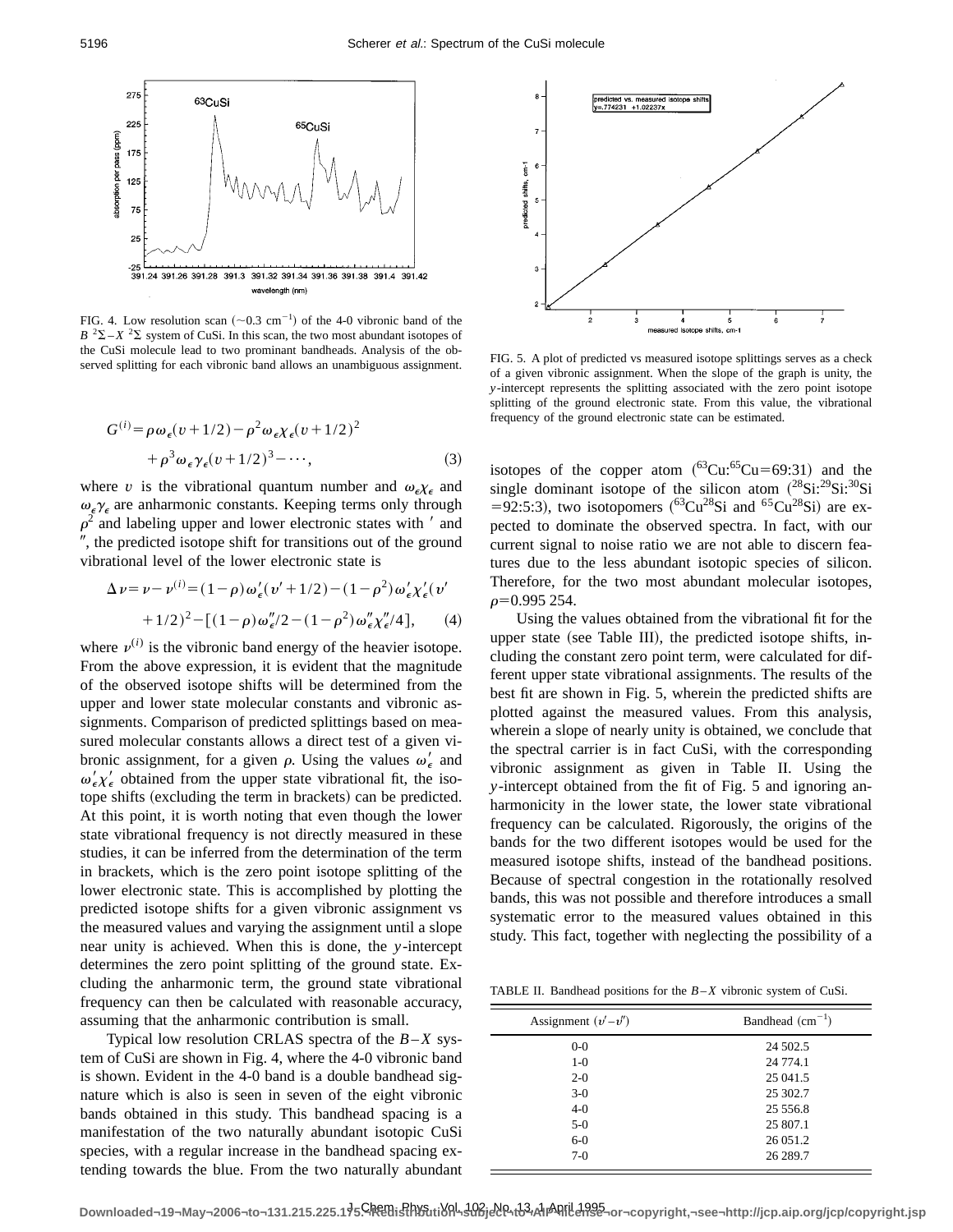FIG. 4. Low resolution scan (~0.3 cm$^{-1}$) of the 4-0 vibronic band of the $B\ ^2\Sigma - X\ ^2\Sigma$ system of CuSi. In this scan, the two most abundant isotopes of the CuSi molecule lead to two prominant bandheads. Analysis of the observed splitting for each vibronic band allows an unambiguous assignment.

$$G^{(i)} = \rho\omega_\epsilon(v+1/2) - \rho^2\omega_\epsilon\chi_\epsilon(v+1/2)^2 + \rho^3\omega_\epsilon\gamma_\epsilon(v+1/2)^3 - \cdots, \tag{3}$$

where $v$ is the vibrational quantum number and $\omega_\epsilon\chi_\epsilon$ and $\omega_\epsilon\gamma_\epsilon$ are anharmonic constants. Keeping terms only through $\rho^2$ and labeling upper and lower electronic states with $'$ and $''$, the predicted isotope shift for transitions out of the ground vibrational level of the lower electronic state is

$$\Delta\nu = \nu - \nu^{(i)} = (1-\rho)\omega_\epsilon'(v'+1/2) - (1-\rho^2)\omega_\epsilon'\chi_\epsilon'(v'+1/2)^2 - [(1-\rho)\omega_\epsilon''/2 - (1-\rho^2)\omega_\epsilon''\chi_\epsilon''/4], \tag{4}$$

where $\nu^{(i)}$ is the vibronic band energy of the heavier isotope. From the above expression, it is evident that the magnitude of the observed isotope shifts will be determined from the upper and lower state molecular constants and vibronic assignments. Comparison of predicted splittings based on measured molecular constants allows a direct test of a given vibronic assignment, for a given $\rho$. Using the values $\omega_\epsilon'$ and $\omega_\epsilon'\chi_\epsilon'$ obtained from the upper state vibrational fit, the isotope shifts (excluding the term in brackets) can be predicted. At this point, it is worth noting that even though the lower state vibrational frequency is not directly measured in these studies, it can be inferred from the determination of the term in brackets, which is the zero point isotope splitting of the lower electronic state. This is accomplished by plotting the predicted isotope shifts for a given vibronic assignment vs the measured values and varying the assignment until a slope near unity is achieved. When this is done, the $y$-intercept determines the zero point splitting of the ground state. Excluding the anharmonic term, the ground state vibrational frequency can then be calculated with reasonable accuracy, assuming that the anharmonic contribution is small.

Typical low resolution CRLAS spectra of the $B-X$ system of CuSi are shown in Fig. 4, where the 4-0 vibronic band is shown. Evident in the 4-0 band is a double bandhead signature which is also is seen in seven of the eight vibronic bands obtained in this study. This bandhead spacing is a manifestation of the two naturally abundant isotopic CuSi species, with a regular increase in the bandhead spacing extending towards the blue. From the two naturally abundant isotopes of the copper atom ($^{63}$Cu:$^{65}$Cu=69:31) and the single dominant isotope of the silicon atom ($^{28}$Si:$^{29}$Si:$^{30}$Si =92:5:3), two isotopomers ($^{63}$Cu$^{28}$Si and $^{65}$Cu$^{28}$Si) are expected to dominate the observed spectra. In fact, with our current signal to noise ratio we are not able to discern features due to the less abundant isotopic species of silicon. Therefore, for the two most abundant molecular isotopes, $\rho=0.995\,254$.

FIG. 5. A plot of predicted vs measured isotope splittings serves as a check of a given vibronic assignment. When the slope of the graph is unity, the $y$-intercept represents the splitting associated with the zero point isotope splitting of the ground electronic state. From this value, the vibrational frequency of the ground electronic state can be estimated.

Using the values obtained from the vibrational fit for the upper state (see Table III), the predicted isotope shifts, including the constant zero point term, were calculated for different upper state vibrational assignments. The results of the best fit are shown in Fig. 5, wherein the predicted shifts are plotted against the measured values. From this analysis, wherein a slope of nearly unity is obtained, we conclude that the spectral carrier is in fact CuSi, with the corresponding vibronic assignment as given in Table II. Using the $y$-intercept obtained from the fit of Fig. 5 and ignoring anharmonicity in the lower state, the lower state vibrational frequency can be calculated. Rigorously, the origins of the bands for the two different isotopes would be used for the measured isotope shifts, instead of the bandhead positions. Because of spectral congestion in the rotationally resolved bands, this was not possible and therefore introduces a small systematic error to the measured values obtained in this study. This fact, together with neglecting the possibility of a

TABLE II. Bandhead positions for the $B-X$ vibronic system of CuSi.

| Assignment ($v'-v''$) | Bandhead (cm$^{-1}$) |
|---|---|
| 0-0 | 24 502.5 |
| 1-0 | 24 774.1 |
| 2-0 | 25 041.5 |
| 3-0 | 25 302.7 |
| 4-0 | 25 556.8 |
| 5-0 | 25 807.1 |
| 6-0 | 26 051.2 |
| 7-0 | 26 289.7 |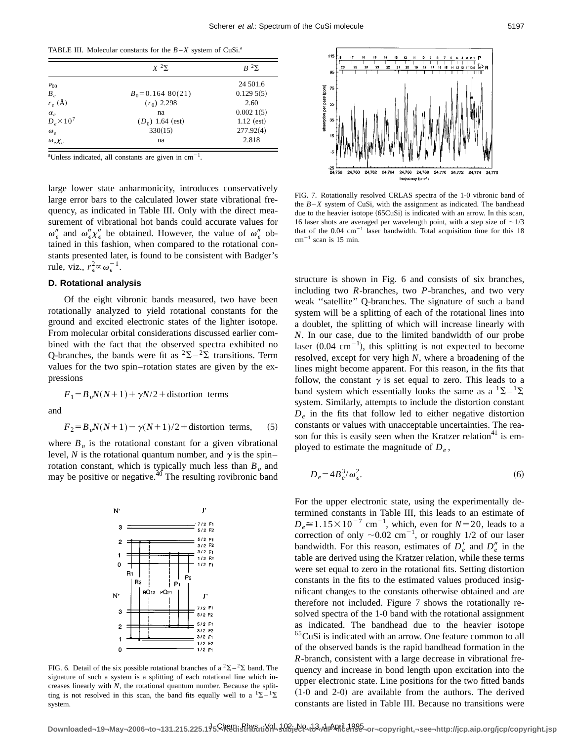TABLE III. Molecular constants for the $B-X$ system of CuSi.[a]

| | $X\ ^2\Sigma$ | $B\ ^2\Sigma$ |
|---|---|---|
| $\nu_{00}$ | | 24 501.6 |
| $B_e$ | $B_0 = 0.164\ 80(21)$ | 0.129 5(5) |
| $r_e$ (Å) | $(r_0)$ 2.298 | 2.60 |
| $\alpha_e$ | na | 0.002 1(5) |
| $D_e \times 10^7$ | $(D_0)$ 1.64 (est) | 1.12 (est) |
| $\omega_e$ | 330(15) | 277.92(4) |
| $\omega_e x_e$ | na | 2.818 |

[a]Unless indicated, all constants are given in $cm^{-1}$.

large lower state anharmonicity, introduces conservatively large error bars to the calculated lower state vibrational frequency, as indicated in Table III. Only with the direct measurement of vibrational hot bands could accurate values for $\omega''_\epsilon$ and $\omega''_\epsilon \chi''_\epsilon$ be obtained. However, the value of $\omega''_\epsilon$ obtained in this fashion, when compared to the rotational constants presented later, is found to be consistent with Badger's rule, viz., $r^2_\epsilon \propto \omega^{-1}_\epsilon$.

### D. Rotational analysis

Of the eight vibronic bands measured, two have been rotationally analyzed to yield rotational constants for the ground and excited electronic states of the lighter isotope. From molecular orbital considerations discussed earlier combined with the fact that the observed spectra exhibited no Q-branches, the bands were fit as $^2\Sigma - {}^2\Sigma$ transitions. Term values for the two spin–rotation states are given by the expressions

$$F_1 = B_v N(N+1) + \gamma N/2 + \text{distortion terms}$$

and

$$F_2 = B_v N(N+1) - \gamma(N+1)/2 + \text{distortion terms}, \tag{5}$$

where $B_v$ is the rotational constant for a given vibrational level, $N$ is the rotational quantum number, and $\gamma$ is the spin–rotation constant, which is typically much less than $B_v$ and may be positive or negative.[40] The resulting rovibronic band structure is shown in Fig. 6 and consists of six branches, including two $R$-branches, two $P$-branches, and two very weak "satellite" Q-branches. The signature of such a band system will be a splitting of each of the rotational lines into a doublet, the splitting of which will increase linearly with $N$. In our case, due to the limited bandwidth of our probe laser ($0.04\ cm^{-1}$), this splitting is not expected to become resolved, except for very high $N$, where a broadening of the lines might become apparent. For this reason, in the fits that follow, the constant $\gamma$ is set equal to zero. This leads to a band system which essentially looks the same as a $^1\Sigma - {}^1\Sigma$ system. Similarly, attempts to include the distortion constant $D_e$ in the fits that follow led to either negative distortion constants or values with unacceptable uncertainties. The reason for this is easily seen when the Kratzer relation[41] is employed to estimate the magnitude of $D_e$,

$$D_e = 4B_e^3/\omega_\epsilon^2. \tag{6}$$

FIG. 6. Detail of the six possible rotational branches of a $^2\Sigma - {}^2\Sigma$ band. The signature of such a system is a splitting of each rotational line which increases linearly with $N$, the rotational quantum number. Because the splitting is not resolved in this scan, the band fits equally well to a $^1\Sigma - {}^1\Sigma$ system.

FIG. 7. Rotationally resolved CRLAS spectra of the 1-0 vibronic band of the $B-X$ system of CuSi, with the assignment as indicated. The bandhead due to the heavier isotope (65CuSi) is indicated with an arrow. In this scan, 16 laser shots are averaged per wavelength point, with a step size of ~1/3 that of the 0.04 $cm^{-1}$ laser bandwidth. Total acquisition time for this 18 $cm^{-1}$ scan is 15 min.

For the upper electronic state, using the experimentally determined constants in Table III, this leads to an estimate of $D_e \cong 1.15 \times 10^{-7}\ cm^{-1}$, which, even for $N=20$, leads to a correction of only ~0.02 $cm^{-1}$, or roughly 1/2 of our laser bandwidth. For this reason, estimates of $D'_e$ and $D''_e$ in the table are derived using the Kratzer relation, while these terms were set equal to zero in the rotational fits. Setting distortion constants in the fits to the estimated values produced insignificant changes to the constants otherwise obtained and are therefore not included. Figure 7 shows the rotationally resolved spectra of the 1-0 band with the rotational assignment as indicated. The bandhead due to the heavier isotope $^{65}$CuSi is indicated with an arrow. One feature common to all of the observed bands is the rapid bandhead formation in the $R$-branch, consistent with a large decrease in vibrational frequency and increase in bond length upon excitation into the upper electronic state. Line positions for the two fitted bands (1-0 and 2-0) are available from the authors. The derived constants are listed in Table III. Because no transitions were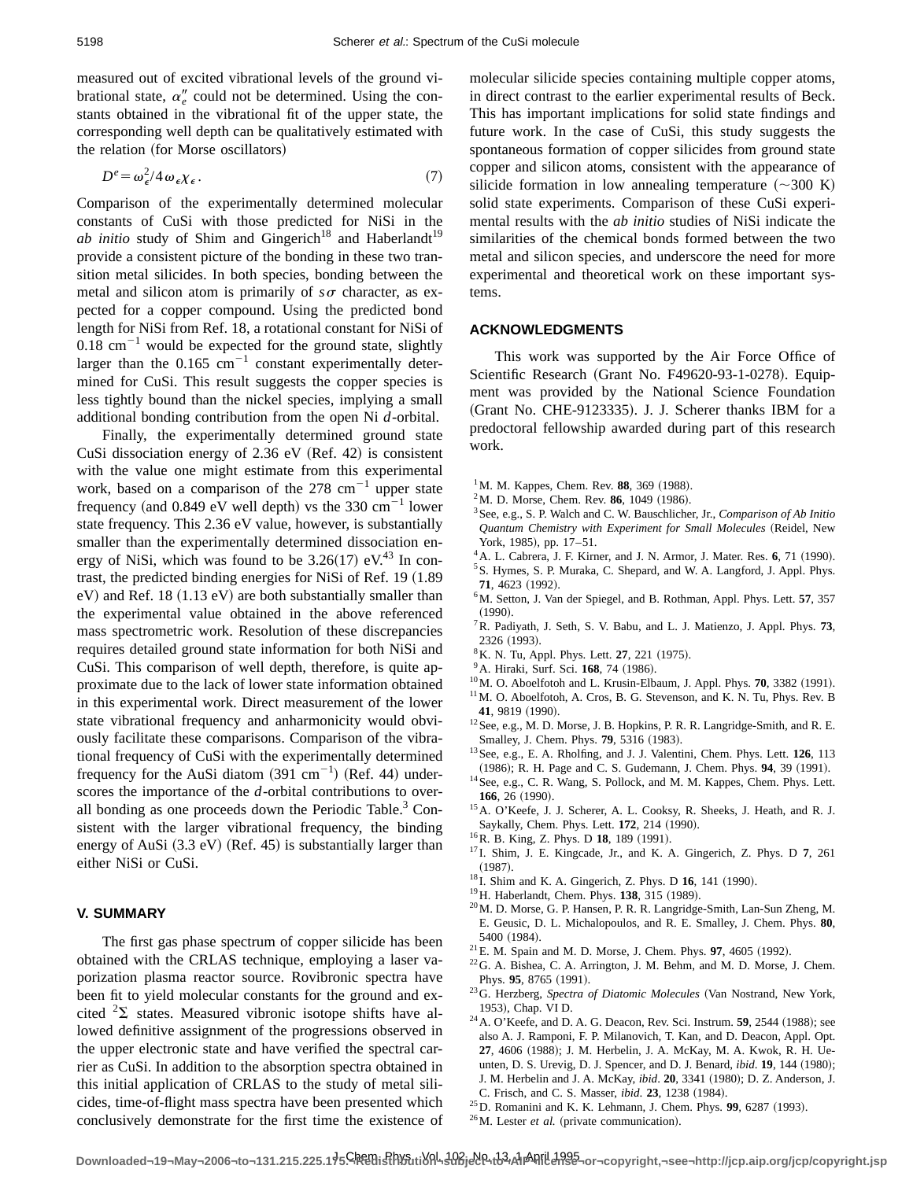measured out of excited vibrational levels of the ground vibrational state, $\alpha_e''$ could not be determined. Using the constants obtained in the vibrational fit of the upper state, the corresponding well depth can be qualitatively estimated with the relation (for Morse oscillators)

$$D^e = \omega_\epsilon^2 / 4\omega_\epsilon \chi_\epsilon . \tag{7}$$

Comparison of the experimentally determined molecular constants of CuSi with those predicted for NiSi in the *ab initio* study of Shim and Gingerich[18] and Haberlandt[19] provide a consistent picture of the bonding in these two transition metal silicides. In both species, bonding between the metal and silicon atom is primarily of $s\sigma$ character, as expected for a copper compound. Using the predicted bond length for NiSi from Ref. 18, a rotational constant for NiSi of 0.18 $\mathrm{cm}^{-1}$ would be expected for the ground state, slightly larger than the 0.165 $\mathrm{cm}^{-1}$ constant experimentally determined for CuSi. This result suggests the copper species is less tightly bound than the nickel species, implying a small additional bonding contribution from the open Ni *d*-orbital.

Finally, the experimentally determined ground state CuSi dissociation energy of 2.36 eV (Ref. 42) is consistent with the value one might estimate from this experimental work, based on a comparison of the 278 $\mathrm{cm}^{-1}$ upper state frequency (and 0.849 eV well depth) vs the 330 $\mathrm{cm}^{-1}$ lower state frequency. This 2.36 eV value, however, is substantially smaller than the experimentally determined dissociation energy of NiSi, which was found to be 3.26(17) eV.[43] In contrast, the predicted binding energies for NiSi of Ref. 19 (1.89 eV) and Ref. 18 (1.13 eV) are both substantially smaller than the experimental value obtained in the above referenced mass spectrometric work. Resolution of these discrepancies requires detailed ground state information for both NiSi and CuSi. This comparison of well depth, therefore, is quite approximate due to the lack of lower state information obtained in this experimental work. Direct measurement of the lower state vibrational frequency and anharmonicity would obviously facilitate these comparisons. Comparison of the vibrational frequency of CuSi with the experimentally determined frequency for the AuSi diatom (391 $\mathrm{cm}^{-1}$) (Ref. 44) underscores the importance of the *d*-orbital contributions to overall bonding as one proceeds down the Periodic Table.[3] Consistent with the larger vibrational frequency, the binding energy of AuSi (3.3 eV) (Ref. 45) is substantially larger than either NiSi or CuSi.

## V. SUMMARY

The first gas phase spectrum of copper silicide has been obtained with the CRLAS technique, employing a laser vaporization plasma reactor source. Rovibronic spectra have been fit to yield molecular constants for the ground and excited $^2\Sigma$ states. Measured vibronic isotope shifts have allowed definitive assignment of the progressions observed in the upper electronic state and have verified the spectral carrier as CuSi. In addition to the absorption spectra obtained in this initial application of CRLAS to the study of metal silicides, time-of-flight mass spectra have been presented which conclusively demonstrate for the first time the existence of molecular silicide species containing multiple copper atoms, in direct contrast to the earlier experimental results of Beck. This has important implications for solid state findings and future work. In the case of CuSi, this study suggests the spontaneous formation of copper silicides from ground state copper and silicon atoms, consistent with the appearance of silicide formation in low annealing temperature (~300 K) solid state experiments. Comparison of these CuSi experimental results with the *ab initio* studies of NiSi indicate the similarities of the chemical bonds formed between the two metal and silicon species, and underscore the need for more experimental and theoretical work on these important systems.

## ACKNOWLEDGMENTS

This work was supported by the Air Force Office of Scientific Research (Grant No. F49620-93-1-0278). Equipment was provided by the National Science Foundation (Grant No. CHE-9123335). J. J. Scherer thanks IBM for a predoctoral fellowship awarded during part of this research work.

[1] M. M. Kappes, Chem. Rev. **88**, 369 (1988).
[2] M. D. Morse, Chem. Rev. **86**, 1049 (1986).
[3] See, e.g., S. P. Walch and C. W. Bauschlicher, Jr., *Comparison of Ab Initio Quantum Chemistry with Experiment for Small Molecules* (Reidel, New York, 1985), pp. 17–51.
[4] A. L. Cabrera, J. F. Kirner, and J. N. Armor, J. Mater. Res. **6**, 71 (1990).
[5] S. Hymes, S. P. Muraka, C. Shepard, and W. A. Langford, J. Appl. Phys. **71**, 4623 (1992).
[6] M. Setton, J. Van der Spiegel, and B. Rothman, Appl. Phys. Lett. **57**, 357 (1990).
[7] R. Padiyath, J. Seth, S. V. Babu, and L. J. Matienzo, J. Appl. Phys. **73**, 2326 (1993).
[8] K. N. Tu, Appl. Phys. Lett. **27**, 221 (1975).
[9] A. Hiraki, Surf. Sci. **168**, 74 (1986).
[10] M. O. Aboelfotoh and L. Krusin-Elbaum, J. Appl. Phys. **70**, 3382 (1991).
[11] M. O. Aboelfotoh, A. Cros, B. G. Stevenson, and K. N. Tu, Phys. Rev. B **41**, 9819 (1990).
[12] See, e.g., M. D. Morse, J. B. Hopkins, P. R. R. Langridge-Smith, and R. E. Smalley, J. Chem. Phys. **79**, 5316 (1983).
[13] See, e.g., E. A. Rholfing, and J. J. Valentini, Chem. Phys. Lett. **126**, 113 (1986); R. H. Page and C. S. Gudemann, J. Chem. Phys. **94**, 39 (1991).
[14] See, e.g., C. R. Wang, S. Pollock, and M. M. Kappes, Chem. Phys. Lett. **166**, 26 (1990).
[15] A. O'Keefe, J. J. Scherer, A. L. Cooksy, R. Sheeks, J. Heath, and R. J. Saykally, Chem. Phys. Lett. **172**, 214 (1990).
[16] R. B. King, Z. Phys. D **18**, 189 (1991).
[17] I. Shim, J. E. Kingcade, Jr., and K. A. Gingerich, Z. Phys. D **7**, 261 (1987).
[18] I. Shim and K. A. Gingerich, Z. Phys. D **16**, 141 (1990).
[19] H. Haberlandt, Chem. Phys. **138**, 315 (1989).
[20] M. D. Morse, G. P. Hansen, P. R. R. Langridge-Smith, Lan-Sun Zheng, M. E. Geusic, D. L. Michalopoulos, and R. E. Smalley, J. Chem. Phys. **80**, 5400 (1984).
[21] E. M. Spain and M. D. Morse, J. Chem. Phys. **97**, 4605 (1992).
[22] G. A. Bishea, C. A. Arrington, J. M. Behm, and M. D. Morse, J. Chem. Phys. **95**, 8765 (1991).
[23] G. Herzberg, *Spectra of Diatomic Molecules* (Van Nostrand, New York, 1953), Chap. VI D.
[24] A. O'Keefe, and D. A. G. Deacon, Rev. Sci. Instrum. **59**, 2544 (1988); see also A. J. Ramponi, F. P. Milanovich, T. Kan, and D. Deacon, Appl. Opt. **27**, 4606 (1988); J. M. Herbelin, J. A. McKay, M. A. Kwok, R. H. Ueunten, D. S. Urevig, D. J. Spencer, and D. J. Benard, *ibid.* **19**, 144 (1980); J. M. Herbelin and J. A. McKay, *ibid.* **20**, 3341 (1980); D. Z. Anderson, J. C. Frisch, and C. S. Masser, *ibid.* **23**, 1238 (1984).
[25] D. Romanini and K. K. Lehmann, J. Chem. Phys. **99**, 6287 (1993).
[26] M. Lester *et al.* (private communication).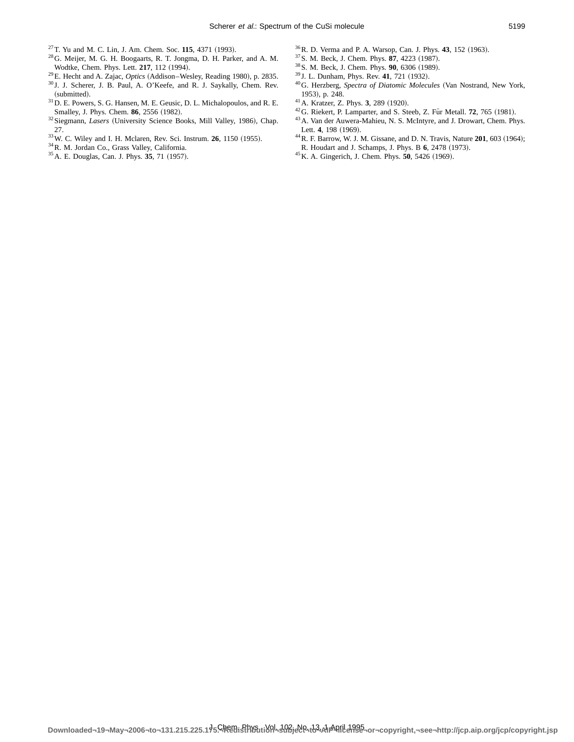[27] T. Yu and M. C. Lin, J. Am. Chem. Soc. **115**, 4371 (1993).
[28] G. Meijer, M. G. H. Boogaarts, R. T. Jongma, D. H. Parker, and A. M. Wodtke, Chem. Phys. Lett. **217**, 112 (1994).
[29] E. Hecht and A. Zajac, *Optics* (Addison–Wesley, Reading 1980), p. 2835.
[30] J. J. Scherer, J. B. Paul, A. O'Keefe, and R. J. Saykally, Chem. Rev. (submitted).
[31] D. E. Powers, S. G. Hansen, M. E. Geusic, D. L. Michalopoulos, and R. E. Smalley, J. Phys. Chem. **86**, 2556 (1982).
[32] Siegmann, *Lasers* (University Science Books, Mill Valley, 1986), Chap. 27.
[33] W. C. Wiley and I. H. Mclaren, Rev. Sci. Instrum. **26**, 1150 (1955).
[34] R. M. Jordan Co., Grass Valley, California.
[35] A. E. Douglas, Can. J. Phys. **35**, 71 (1957).
[36] R. D. Verma and P. A. Warsop, Can. J. Phys. **43**, 152 (1963).
[37] S. M. Beck, J. Chem. Phys. **87**, 4223 (1987).
[38] S. M. Beck, J. Chem. Phys. **90**, 6306 (1989).
[39] J. L. Dunham, Phys. Rev. **41**, 721 (1932).
[40] G. Herzberg, *Spectra of Diatomic Molecules* (Van Nostrand, New York, 1953), p. 248.
[41] A. Kratzer, Z. Phys. **3**, 289 (1920).
[42] G. Riekert, P. Lamparter, and S. Steeb, Z. Für Metall. **72**, 765 (1981).
[43] A. Van der Auwera-Mahieu, N. S. McIntyre, and J. Drowart, Chem. Phys. Lett. **4**, 198 (1969).
[44] R. F. Barrow, W. J. M. Gissane, and D. N. Travis, Nature **201**, 603 (1964); R. Houdart and J. Schamps, J. Phys. B **6**, 2478 (1973).
[45] K. A. Gingerich, J. Chem. Phys. **50**, 5426 (1969).